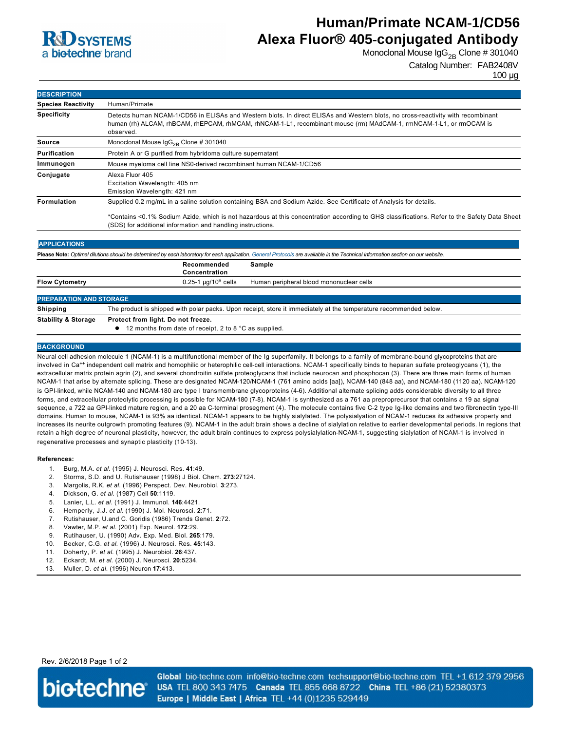# Human/Primate NCAM-1/CD56 Alexa Fluor® 405-conjugated Antibody

Monoclonal Mouse $IgG_{2B}$ Clone # 301040

Catalog Number: FAB2408V

100 µg

## DESCRIPTION

| | |
|---|---|
| **Species Reactivity** | Human/Primate |
| **Specificity** | Detects human NCAM-1/CD56 in ELISAs and Western blots. In direct ELISAs and Western blots, no cross-reactivity with recombinant human (rh) ALCAM, rhBCAM, rhEPCAM, rhMCAM, rhNCAM-1-L1, recombinant mouse (rm) MAdCAM-1, rmNCAM-1-L1, or rmOCAM is observed. |
| **Source** | Monoclonal Mouse $IgG_{2B}$ Clone # 301040 |
| **Purification** | Protein A or G purified from hybridoma culture supernatant |
| **Immunogen** | Mouse myeloma cell line NS0-derived recombinant human NCAM-1/CD56 |
| **Conjugate** | Alexa Fluor 405<br>Excitation Wavelength: 405 nm<br>Emission Wavelength: 421 nm |
| **Formulation** | Supplied 0.2 mg/mL in a saline solution containing BSA and Sodium Azide. See Certificate of Analysis for details.<br><br>*Contains <0.1% Sodium Azide, which is not hazardous at this concentration according to GHS classifications. Refer to the Safety Data Sheet (SDS) for additional information and handling instructions. |

## APPLICATIONS

**Please Note:** *Optimal dilutions should be determined by each laboratory for each application. General Protocols are available in the Technical Information section on our website.*

| | Recommended Concentration | Sample |
|---|---|---|
| **Flow Cytometry** | 0.25-1 µg/$10^6$ cells | Human peripheral blood mononuclear cells |

## PREPARATION AND STORAGE

| | |
|---|---|
| **Shipping** | The product is shipped with polar packs. Upon receipt, store it immediately at the temperature recommended below. |
| **Stability & Storage** | **Protect from light. Do not freeze.**<br>● 12 months from date of receipt, 2 to 8 °C as supplied. |

## BACKGROUND

Neural cell adhesion molecule 1 (NCAM-1) is a multifunctional member of the Ig superfamily. It belongs to a family of membrane-bound glycoproteins that are involved in $Ca^{++}$ independent cell matrix and homophilic or heterophilic cell-cell interactions. NCAM-1 specifically binds to heparan sulfate proteoglycans (1), the extracellular matrix protein agrin (2), and several chondroitin sulfate proteoglycans that include neurocan and phosphocan (3). There are three main forms of human NCAM-1 that arise by alternate splicing. These are designated NCAM-120/NCAM-1 (761 amino acids [aa]), NCAM-140 (848 aa), and NCAM-180 (1120 aa). NCAM-120 is GPI-linked, while NCAM-140 and NCAM-180 are type I transmembrane glycoproteins (4-6). Additional alternate splicing adds considerable diversity to all three forms, and extracellular proteolytic processing is possible for NCAM-180 (7-8). NCAM-1 is synthesized as a 761 aa preprecursor that contains a 19 aa signal sequence, a 722 aa GPI-linked mature region, and a 20 aa C-terminal prosegment (4). The molecule contains five C-2 type Ig-like domains and two fibronectin type-III domains. Human to mouse, NCAM-1 is 93% aa identical. NCAM-1 appears to be highly sialylated. The polysialyation of NCAM-1 reduces its adhesive property and increases its neurite outgrowth promoting features (9). NCAM-1 in the adult brain shows a decline of sialylation relative to earlier developmental periods. In regions that retain a high degree of neuronal plasticity, however, the adult brain continues to express polysialylation-NCAM-1, suggesting sialylation of NCAM-1 is involved in regenerative processes and synaptic plasticity (10-13).

**References:**

1. Burg, M.A. *et al.* (1995) J. Neurosci. Res. **41**:49.
2. Storms, S.D. and U. Rutishauser (1998) J Biol. Chem. **273**:27124.
3. Margolis, R.K. *et al.* (1996) Perspect. Dev. Neurobiol. **3**:273.
4. Dickson, G. *et al.* (1987) Cell **50**:1119.
5. Lanier, L.L. *et al.* (1991) J. Immunol. **146**:4421.
6. Hemperly, J.J. *et al.* (1990) J. Mol. Neurosci. **2**:71.
7. Rutishauser, U.and C. Goridis (1986) Trends Genet. **2**:72.
8. Vawter, M.P. *et al.* (2001) Exp. Neurol. **172**:29.
9. Rutihauser, U. (1990) Adv. Exp. Med. Biol. **265**:179.
10. Becker, C.G. *et al.* (1996) J. Neurosci. Res. **45**:143.
11. Doherty, P. *et al.* (1995) J. Neurobiol. **26**:437.
12. Eckardt, M. *et al.* (2000) J. Neurosci. **20**:5234.
13. Muller, D. *et al.* (1996) Neuron **17**:413.

Rev. 2/6/2018

**Global** bio-techne.com info@bio-techne.com techsupport@bio-techne.com TEL +1 612 379 2956 **USA** TEL 800 343 7475 **Canada** TEL 855 668 8722 **China** TEL +86 (21) 52380373 **Europe | Middle East | Africa** TEL +44 (0)1235 529449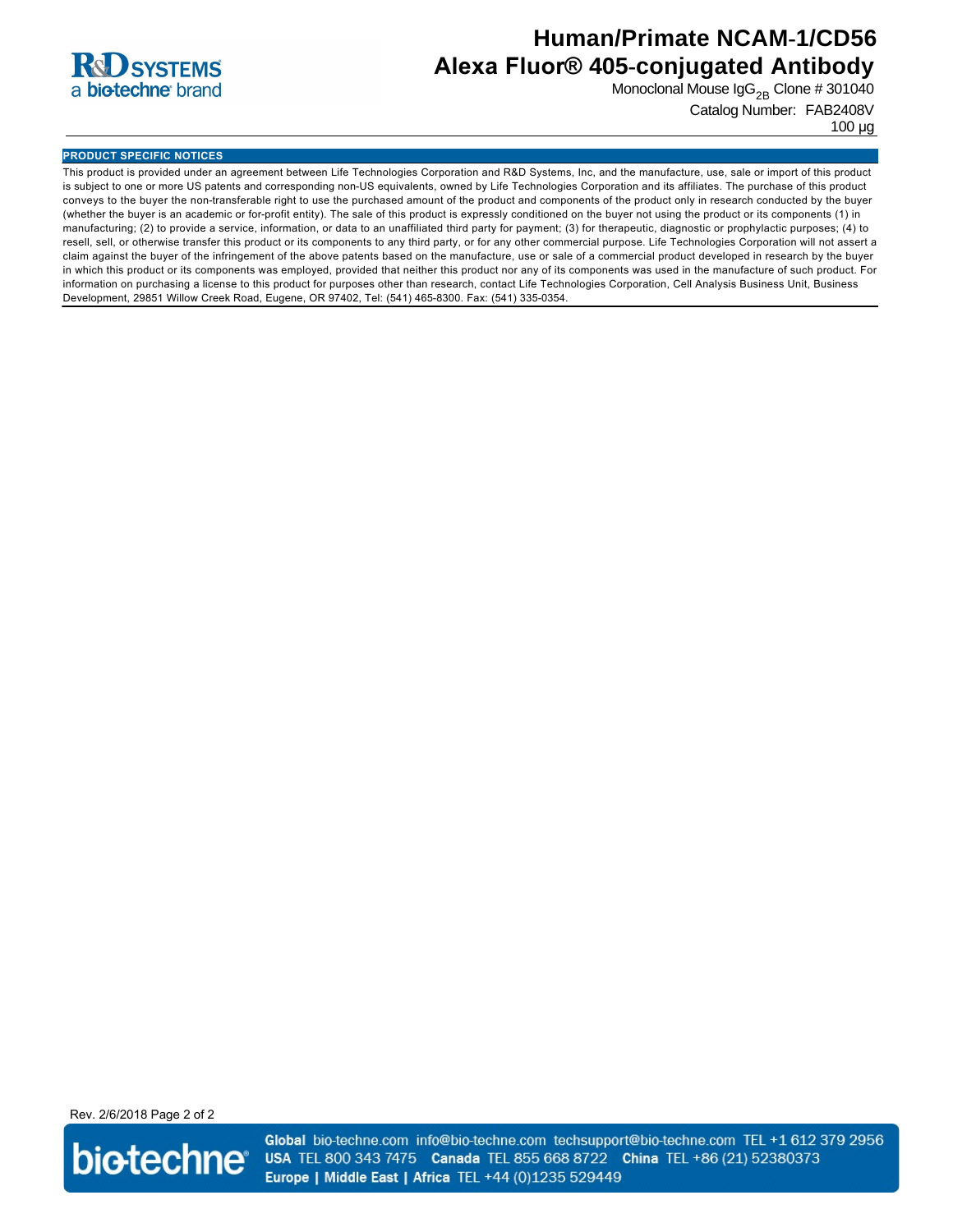# Human/Primate NCAM-1/CD56 Alexa Fluor® 405-conjugated Antibody

Monoclonal Mouse $IgG_{2B}$ Clone # 301040

Catalog Number: FAB2408V

100 µg

## PRODUCT SPECIFIC NOTICES

This product is provided under an agreement between Life Technologies Corporation and R&D Systems, Inc, and the manufacture, use, sale or import of this product is subject to one or more US patents and corresponding non-US equivalents, owned by Life Technologies Corporation and its affiliates. The purchase of this product conveys to the buyer the non-transferable right to use the purchased amount of the product and components of the product only in research conducted by the buyer (whether the buyer is an academic or for-profit entity). The sale of this product is expressly conditioned on the buyer not using the product or its components (1) in manufacturing; (2) to provide a service, information, or data to an unaffiliated third party for payment; (3) for therapeutic, diagnostic or prophylactic purposes; (4) to resell, sell, or otherwise transfer this product or its components to any third party, or for any other commercial purpose. Life Technologies Corporation will not assert a claim against the buyer of the infringement of the above patents based on the manufacture, use or sale of a commercial product developed in research by the buyer in which this product or its components was employed, provided that neither this product nor any of its components was used in the manufacture of such product. For information on purchasing a license to this product for purposes other than research, contact Life Technologies Corporation, Cell Analysis Business Unit, Business Development, 29851 Willow Creek Road, Eugene, OR 97402, Tel: (541) 465-8300. Fax: (541) 335-0354.

Rev. 2/6/2018

**Global** bio-techne.com info@bio-techne.com techsupport@bio-techne.com TEL +1 612 379 2956
**USA** TEL 800 343 7475 **Canada** TEL 855 668 8722 **China** TEL +86 (21) 52380373
**Europe | Middle East | Africa** TEL +44 (0)1235 529449